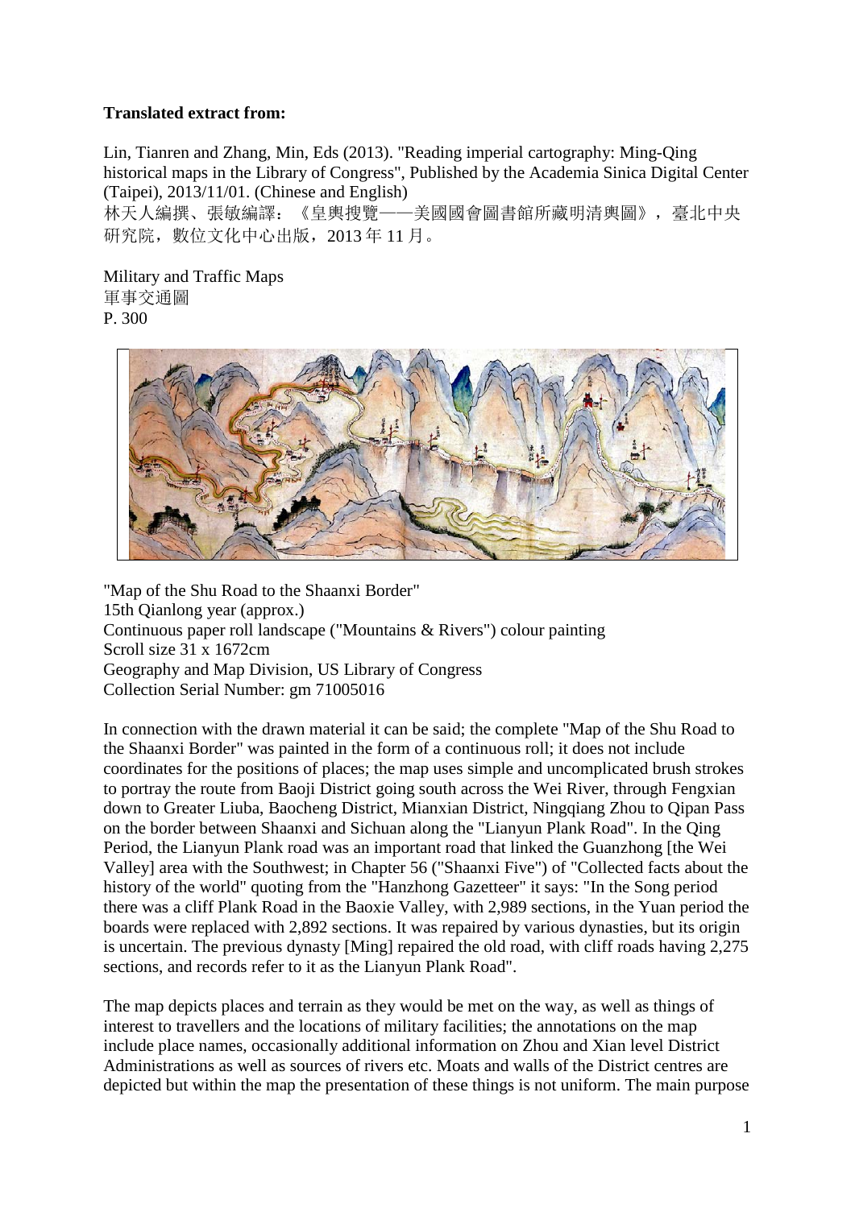**Translated extract from:**

Lin, Tianren and Zhang, Min, Eds (2013). "Reading imperial cartography: Ming-Qing historical maps in the Library of Congress", Published by the Academia Sinica Digital Center (Taipei), 2013/11/01. (Chinese and English)
林天人編撰、張敏編譯：《皇輿搜覽——美國國會圖書館所藏明清輿圖》，臺北中央研究院，數位文化中心出版，2013 年 11 月。

Military and Traffic Maps
軍事交通圖
P. 300

"Map of the Shu Road to the Shaanxi Border"
15th Qianlong year (approx.)
Continuous paper roll landscape ("Mountains & Rivers") colour painting
Scroll size 31 x 1672cm
Geography and Map Division, US Library of Congress
Collection Serial Number: gm 71005016

In connection with the drawn material it can be said; the complete "Map of the Shu Road to the Shaanxi Border" was painted in the form of a continuous roll; it does not include coordinates for the positions of places; the map uses simple and uncomplicated brush strokes to portray the route from Baoji District going south across the Wei River, through Fengxian down to Greater Liuba, Baocheng District, Mianxian District, Ningqiang Zhou to Qipan Pass on the border between Shaanxi and Sichuan along the "Lianyun Plank Road". In the Qing Period, the Lianyun Plank road was an important road that linked the Guanzhong [the Wei Valley] area with the Southwest; in Chapter 56 ("Shaanxi Five") of "Collected facts about the history of the world" quoting from the "Hanzhong Gazetteer" it says: "In the Song period there was a cliff Plank Road in the Baoxie Valley, with 2,989 sections, in the Yuan period the boards were replaced with 2,892 sections. It was repaired by various dynasties, but its origin is uncertain. The previous dynasty [Ming] repaired the old road, with cliff roads having 2,275 sections, and records refer to it as the Lianyun Plank Road".

The map depicts places and terrain as they would be met on the way, as well as things of interest to travellers and the locations of military facilities; the annotations on the map include place names, occasionally additional information on Zhou and Xian level District Administrations as well as sources of rivers etc. Moats and walls of the District centres are depicted but within the map the presentation of these things is not uniform. The main purpose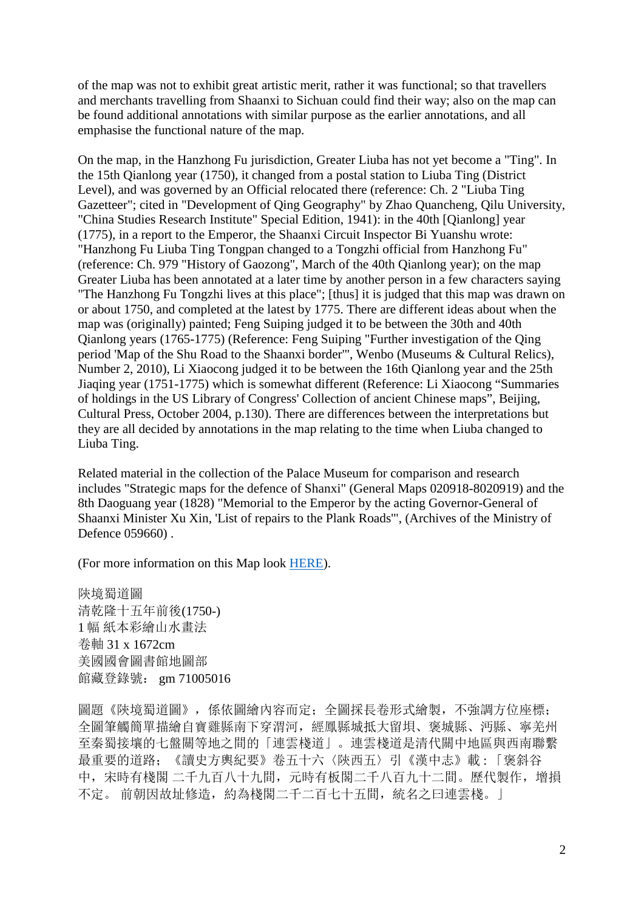of the map was not to exhibit great artistic merit, rather it was functional; so that travellers and merchants travelling from Shaanxi to Sichuan could find their way; also on the map can be found additional annotations with similar purpose as the earlier annotations, and all emphasise the functional nature of the map.

On the map, in the Hanzhong Fu jurisdiction, Greater Liuba has not yet become a "Ting". In the 15th Qianlong year (1750), it changed from a postal station to Liuba Ting (District Level), and was governed by an Official relocated there (reference: Ch. 2 "Liuba Ting Gazetteer"; cited in "Development of Qing Geography" by Zhao Quancheng, Qilu University, "China Studies Research Institute" Special Edition, 1941): in the 40th [Qianlong] year (1775), in a report to the Emperor, the Shaanxi Circuit Inspector Bi Yuanshu wrote: "Hanzhong Fu Liuba Ting Tongpan changed to a Tongzhi official from Hanzhong Fu" (reference: Ch. 979 "History of Gaozong", March of the 40th Qianlong year); on the map Greater Liuba has been annotated at a later time by another person in a few characters saying "The Hanzhong Fu Tongzhi lives at this place"; [thus] it is judged that this map was drawn on or about 1750, and completed at the latest by 1775. There are different ideas about when the map was (originally) painted; Feng Suiping judged it to be between the 30th and 40th Qianlong years (1765-1775) (Reference: Feng Suiping "Further investigation of the Qing period 'Map of the Shu Road to the Shaanxi border'", Wenbo (Museums & Cultural Relics), Number 2, 2010), Li Xiaocong judged it to be between the 16th Qianlong year and the 25th Jiaqing year (1751-1775) which is somewhat different (Reference: Li Xiaocong "Summaries of holdings in the US Library of Congress' Collection of ancient Chinese maps", Beijing, Cultural Press, October 2004, p.130). There are differences between the interpretations but they are all decided by annotations in the map relating to the time when Liuba changed to Liuba Ting.

Related material in the collection of the Palace Museum for comparison and research includes "Strategic maps for the defence of Shanxi" (General Maps 020918-8020919) and the 8th Daoguang year (1828) "Memorial to the Emperor by the acting Governor-General of Shaanxi Minister Xu Xin, 'List of repairs to the Plank Roads'", (Archives of the Ministry of Defence 059660) .

(For more information on this Map look HERE).

陝境蜀道圖
清乾隆十五年前後(1750-)
1 幅 紙本彩繪山水畫法
卷軸 31 x 1672cm
美國國會圖書館地圖部
館藏登錄號： gm 71005016

圖題《陝境蜀道圖》，係依圖繪內容而定；全圖採長卷形式繪製，不強調方位座標；全圖筆觸簡單描繪自寶雞縣南下穿渭河，經鳳縣城抵大留壩、褒城縣、沔縣、寧羌州至秦蜀接壤的七盤關等地之間的「連雲棧道」。連雲棧道是清代關中地區與西南聯繫最重要的道路；《讀史方輿紀要》卷五十六〈陝西五〉引《漢中志》載：「褒斜谷中，宋時有棧閣 二千九百八十九間，元時有板閣二千八百九十二間。歷代製作，增損不定。 前朝因故址修造，約為棧閣二千二百七十五間，統名之曰連雲棧。」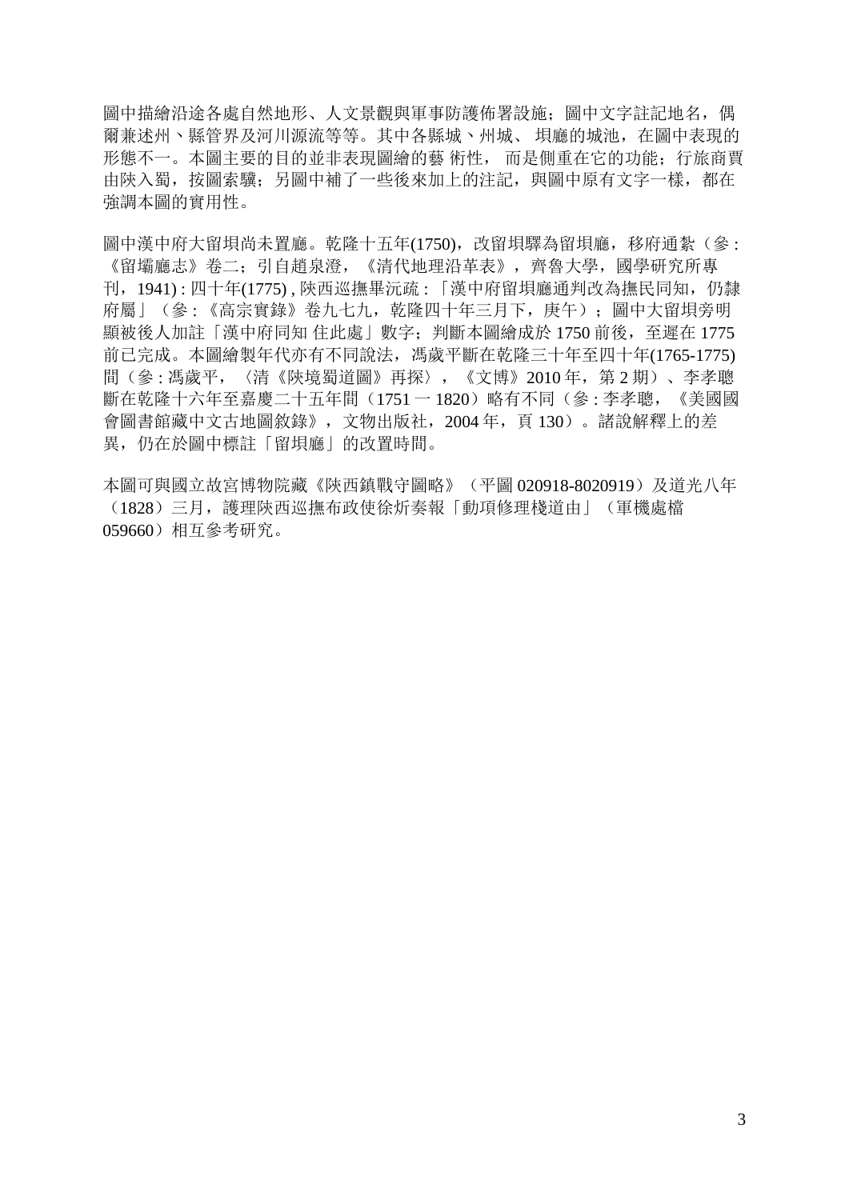圖中描繪沿途各處自然地形、人文景觀與軍事防護佈署設施；圖中文字註記地名，偶爾兼述州丶縣管界及河川源流等等。其中各縣城丶州城、 垻廳的城池，在圖中表現的形態不一。本圖主要的目的並非表現圖繪的藝 術性， 而是側重在它的功能；行旅商賈由陝入蜀，按圖索驥；另圖中補了一些後來加上的注記，與圖中原有文字一樣，都在強調本圖的實用性。

圖中漢中府大留垻尚未置廳。乾隆十五年(1750)，改留垻驛為留垻廳，移府通糸（參 :《留壩廳志》卷二；引自趙泉澄，《清代地理沿革表》，齊魯大學，國學研究所專刊，1941) : 四十年(1775) , 陝西巡撫畢沅疏 : 「漢中府留垻廳通判改為撫民同知，仍隸府屬」（參 : 《高宗實錄》卷九七九，乾隆四十年三月下，庚午）；圖中大留垻旁明顯被後人加註「漢中府同知 住此處」數字；判斷本圖繪成於 1750 前後，至遲在 1775 前已完成。本圖繪製年代亦有不同說法，馮歲平斷在乾隆三十年至四十年(1765-1775)間（參 : 馮歲平，〈清《陝境蜀道圖》再探〉，《文博》2010 年，第 2 期）、李孝聰斷在乾隆十六年至嘉慶二十五年間（1751 一 1820）略有不同（參 : 李孝聰，《美國國會圖書館藏中文古地圖敘錄》，文物出版社，2004 年，頁 130）。諸說解釋上的差異，仍在於圖中標註「留垻廳」的改置時間。

本圖可與國立故宮博物院藏《陝西鎮戰守圖略》（平圖 020918-8020919）及道光八年（1828）三月，護理陝西巡撫布政使徐炘奏報「動項修理棧道由」（軍機處檔 059660）相互參考研究。